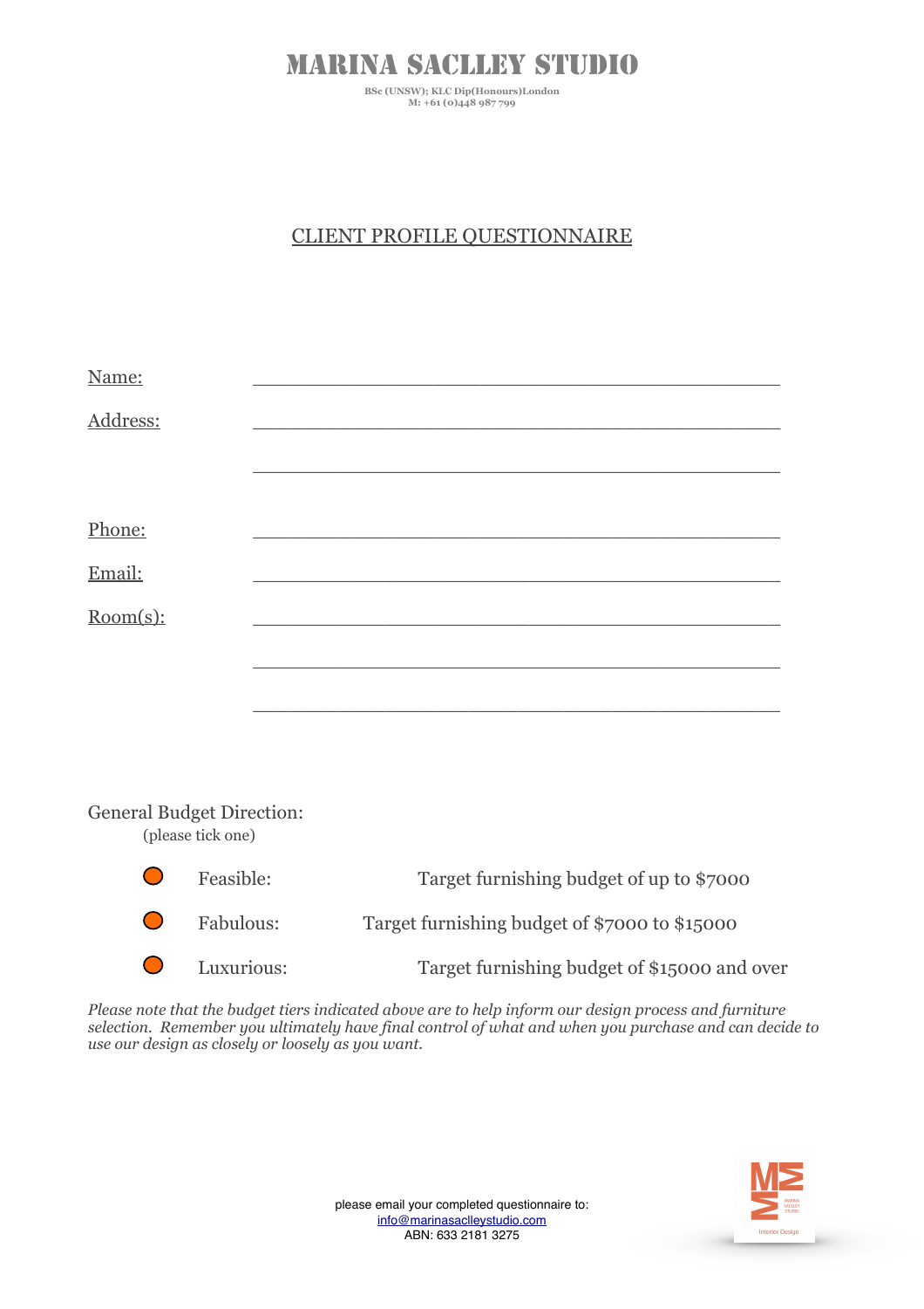# MARINA SACLLEY STUDIO

BSc (UNSW); KLC Dip(Honours)London
M: +61 (0)448 987 799

## CLIENT PROFILE QUESTIONNAIRE

Name: ________________________________________________

Address: ________________________________________________

________________________________________________

Phone: ________________________________________________

Email: ________________________________________________

Room(s): ________________________________________________

________________________________________________

________________________________________________

General Budget Direction:
(please tick one)

- ○ Feasible: Target furnishing budget of up to $7000
- ○ Fabulous: Target furnishing budget of $7000 to $15000
- ○ Luxurious: Target furnishing budget of $15000 and over

*Please note that the budget tiers indicated above are to help inform our design process and furniture selection. Remember you ultimately have final control of what and when you purchase and can decide to use our design as closely or loosely as you want.*

please email your completed questionnaire to:
info@marinasaclleystudio.com
ABN: 633 2181 3275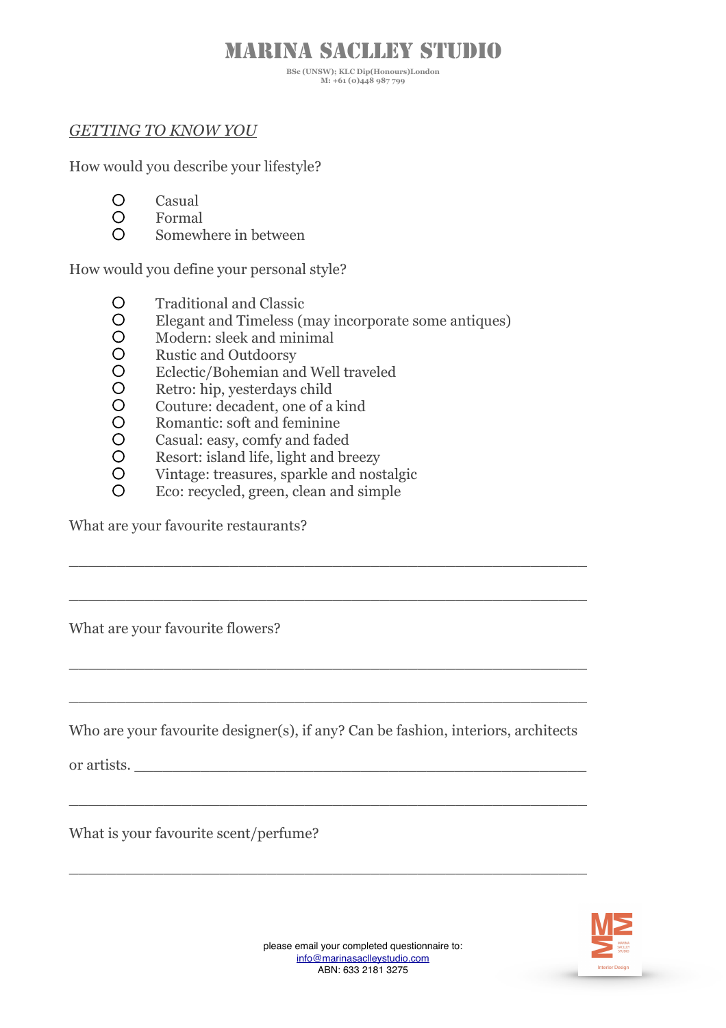# MARINA SACLLEY STUDIO

BSc (UNSW); KLC Dip(Honours)London
M: +61 (0)448 987 799

## *GETTING TO KNOW YOU*

How would you describe your lifestyle?

- ○ Casual
- ○ Formal
- ○ Somewhere in between

How would you define your personal style?

- ○ Traditional and Classic
- ○ Elegant and Timeless (may incorporate some antiques)
- ○ Modern: sleek and minimal
- ○ Rustic and Outdoorsy
- ○ Eclectic/Bohemian and Well traveled
- ○ Retro: hip, yesterdays child
- ○ Couture: decadent, one of a kind
- ○ Romantic: soft and feminine
- ○ Casual: easy, comfy and faded
- ○ Resort: island life, light and breezy
- ○ Vintage: treasures, sparkle and nostalgic
- ○ Eco: recycled, green, clean and simple

What are your favourite restaurants?

\_\_\_\_\_\_\_\_\_\_\_\_\_\_\_\_\_\_\_\_\_\_\_\_\_\_\_\_\_\_\_\_\_\_\_\_\_\_\_\_\_\_\_\_\_\_\_\_\_\_\_\_\_\_\_\_

\_\_\_\_\_\_\_\_\_\_\_\_\_\_\_\_\_\_\_\_\_\_\_\_\_\_\_\_\_\_\_\_\_\_\_\_\_\_\_\_\_\_\_\_\_\_\_\_\_\_\_\_\_\_\_\_

What are your favourite flowers?

\_\_\_\_\_\_\_\_\_\_\_\_\_\_\_\_\_\_\_\_\_\_\_\_\_\_\_\_\_\_\_\_\_\_\_\_\_\_\_\_\_\_\_\_\_\_\_\_\_\_\_\_\_\_\_\_

\_\_\_\_\_\_\_\_\_\_\_\_\_\_\_\_\_\_\_\_\_\_\_\_\_\_\_\_\_\_\_\_\_\_\_\_\_\_\_\_\_\_\_\_\_\_\_\_\_\_\_\_\_\_\_\_

Who are your favourite designer(s), if any? Can be fashion, interiors, architects or artists. \_\_\_\_\_\_\_\_\_\_\_\_\_\_\_\_\_\_\_\_\_\_\_\_\_\_\_\_\_\_\_\_\_\_\_\_\_\_\_\_\_\_\_\_\_\_\_

\_\_\_\_\_\_\_\_\_\_\_\_\_\_\_\_\_\_\_\_\_\_\_\_\_\_\_\_\_\_\_\_\_\_\_\_\_\_\_\_\_\_\_\_\_\_\_\_\_\_\_\_\_\_\_\_

What is your favourite scent/perfume?

\_\_\_\_\_\_\_\_\_\_\_\_\_\_\_\_\_\_\_\_\_\_\_\_\_\_\_\_\_\_\_\_\_\_\_\_\_\_\_\_\_\_\_\_\_\_\_\_\_\_\_\_\_\_\_\_

please email your completed questionnaire to:
info@marinasaclleystudio.com
ABN: 633 2181 3275

MARINA SACLLEY STUDIO
Interior Design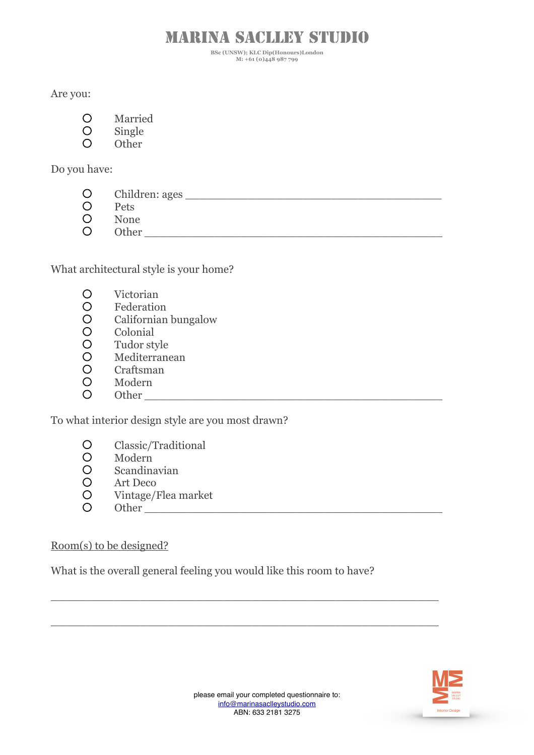# MARINA SACLLEY STUDIO

BSc (UNSW); KLC Dip(Honours)London
M: +61 (0)448 987 799

Are you:

- Married
- Single
- Other

Do you have:

- Children: ages ____________________________________________
- Pets
- None
- Other ________________________________________________

What architectural style is your home?

- Victorian
- Federation
- Californian bungalow
- Colonial
- Tudor style
- Mediterranean
- Craftsman
- Modern
- Other ________________________________________________

To what interior design style are you most drawn?

- Classic/Traditional
- Modern
- Scandinavian
- Art Deco
- Vintage/Flea market
- Other ________________________________________________

<u>Room(s) to be designed?</u>

What is the overall general feeling you would like this room to have?

______________________________________________________________

______________________________________________________________

please email your completed questionnaire to:
info@marinasaclleystudio.com
ABN: 633 2181 3275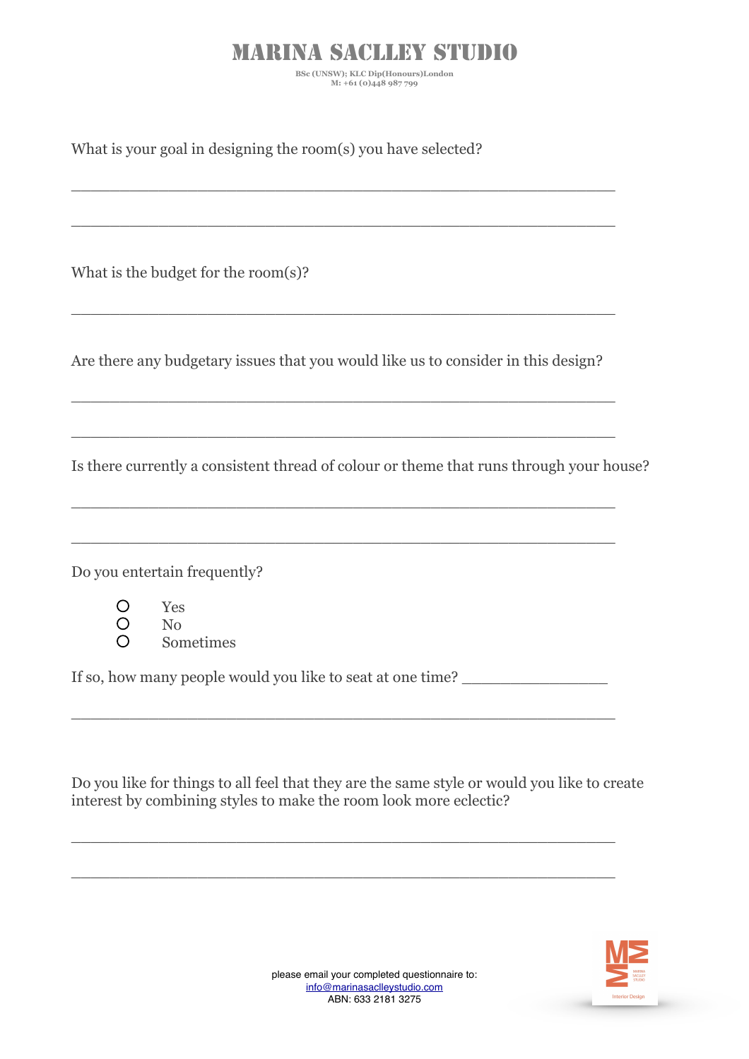# MARINA SACLLEY STUDIO

BSc (UNSW); KLC Dip(Honours)London
M: +61 (0)448 987 799

What is your goal in designing the room(s) you have selected?

_______________________________________________________

_______________________________________________________

What is the budget for the room(s)?

_______________________________________________________

Are there any budgetary issues that you would like us to consider in this design?

_______________________________________________________

_______________________________________________________

Is there currently a consistent thread of colour or theme that runs through your house?

_______________________________________________________

_______________________________________________________

Do you entertain frequently?

- ○ Yes
- ○ No
- ○ Sometimes

If so, how many people would you like to seat at one time? _______________

_______________________________________________________

Do you like for things to all feel that they are the same style or would you like to create interest by combining styles to make the room look more eclectic?

_______________________________________________________

_______________________________________________________

please email your completed questionnaire to:
info@marinasaclleystudio.com
ABN: 633 2181 3275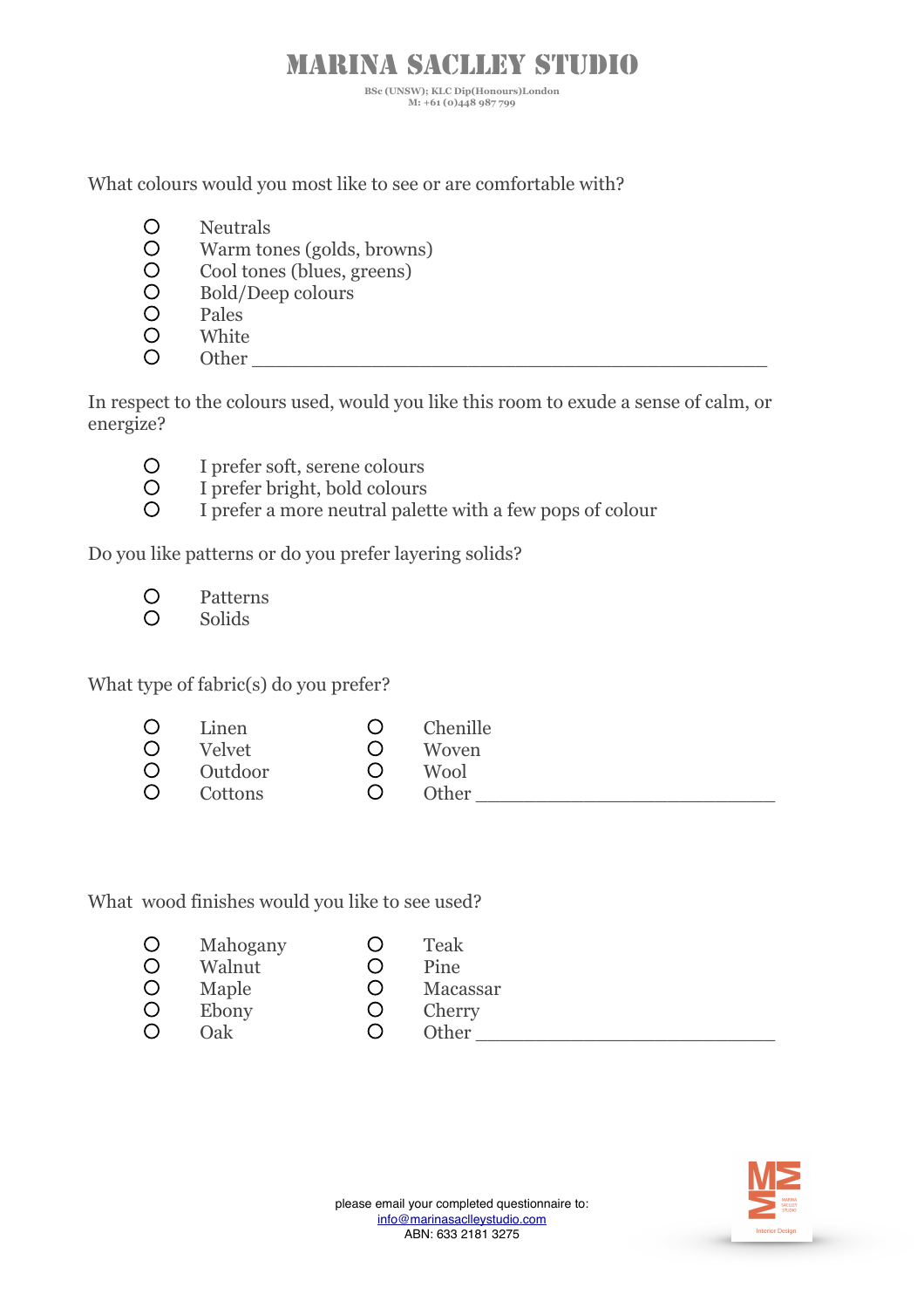# MARINA SACLLEY STUDIO

BSc (UNSW); KLC Dip(Honours)London
M: +61 (0)448 987 799

What colours would you most like to see or are comfortable with?

- ○ Neutrals
- ○ Warm tones (golds, browns)
- ○ Cool tones (blues, greens)
- ○ Bold/Deep colours
- ○ Pales
- ○ White
- ○ Other ___________________________________________________

In respect to the colours used, would you like this room to exude a sense of calm, or energize?

- ○ I prefer soft, serene colours
- ○ I prefer bright, bold colours
- ○ I prefer a more neutral palette with a few pops of colour

Do you like patterns or do you prefer layering solids?

- ○ Patterns
- ○ Solids

What type of fabric(s) do you prefer?

- ○ Linen
- ○ Velvet
- ○ Outdoor
- ○ Cottons
- ○ Chenille
- ○ Woven
- ○ Wool
- ○ Other _____________________________

What wood finishes would you like to see used?

- ○ Mahogany
- ○ Walnut
- ○ Maple
- ○ Ebony
- ○ Oak
- ○ Teak
- ○ Pine
- ○ Macassar
- ○ Cherry
- ○ Other _____________________________

please email your completed questionnaire to:
info@marinasaclleystudio.com
ABN: 633 2181 3275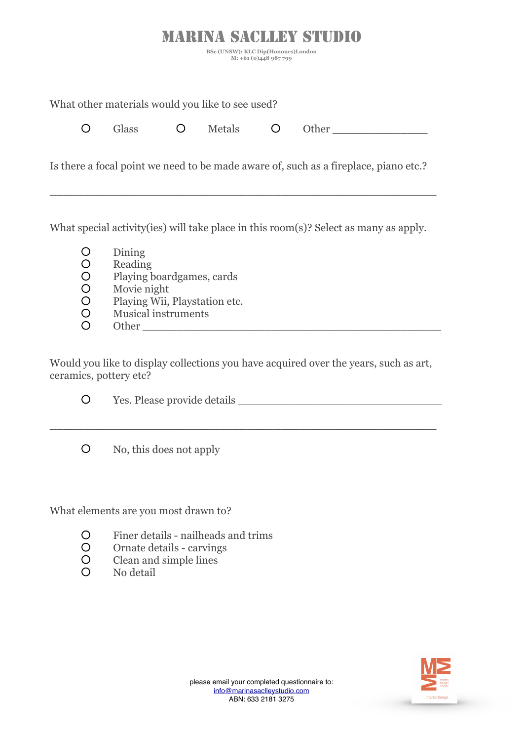What other materials would you like to see used?

- ○ Glass
- ○ Metals
- ○ Other ________________

Is there a focal point we need to be made aware of, such as a fireplace, piano etc.?

_________________________________________________________________

What special activity(ies) will take place in this room(s)? Select as many as apply.

- ○ Dining
- ○ Reading
- ○ Playing boardgames, cards
- ○ Movie night
- ○ Playing Wii, Playstation etc.
- ○ Musical instruments
- ○ Other ___________________________________________

Would you like to display collections you have acquired over the years, such as art, ceramics, pottery etc?

- ○ Yes. Please provide details ______________________________

_________________________________________________________________

- ○ No, this does not apply

What elements are you most drawn to?

- ○ Finer details - nailheads and trims
- ○ Ornate details - carvings
- ○ Clean and simple lines
- ○ No detail

please email your completed questionnaire to:
info@marinasaclleystudio.com
ABN: 633 2181 3275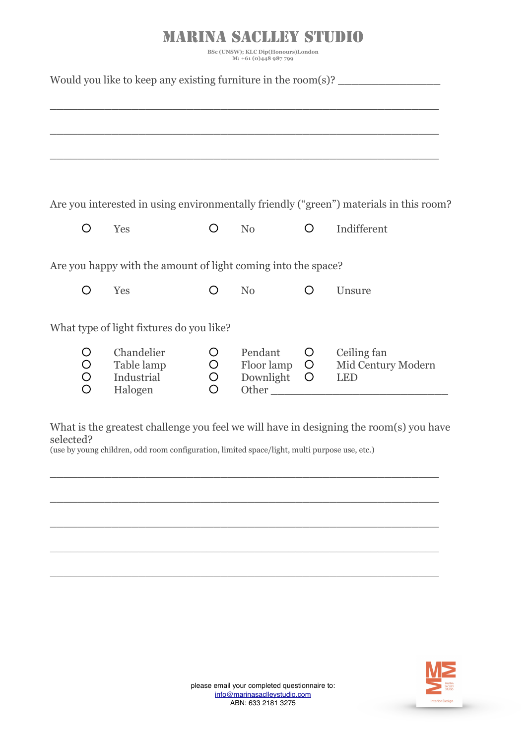# MARINA SACLLEY STUDIO

BSc (UNSW); KLC Dip(Honours)London
M: +61 (0)448 987 799

Would you like to keep any existing furniture in the room(s)? ________________

___________________________________________________________

___________________________________________________________

___________________________________________________________

Are you interested in using environmentally friendly ("green") materials in this room?

- O Yes
- O No
- O Indifferent

Are you happy with the amount of light coming into the space?

- O Yes
- O No
- O Unsure

What type of light fixtures do you like?

- O Chandelier
- O Table lamp
- O Industrial
- O Halogen
- O Pendant
- O Floor lamp
- O Downlight
- O Other ______________________________
- O Ceiling fan
- O Mid Century Modern
- O LED

What is the greatest challenge you feel we will have in designing the room(s) you have selected?
(use by young children, odd room configuration, limited space/light, multi purpose use, etc.)

___________________________________________________________

___________________________________________________________

___________________________________________________________

___________________________________________________________

___________________________________________________________

please email your completed questionnaire to:
info@marinasaclleystudio.com
ABN: 633 2181 3275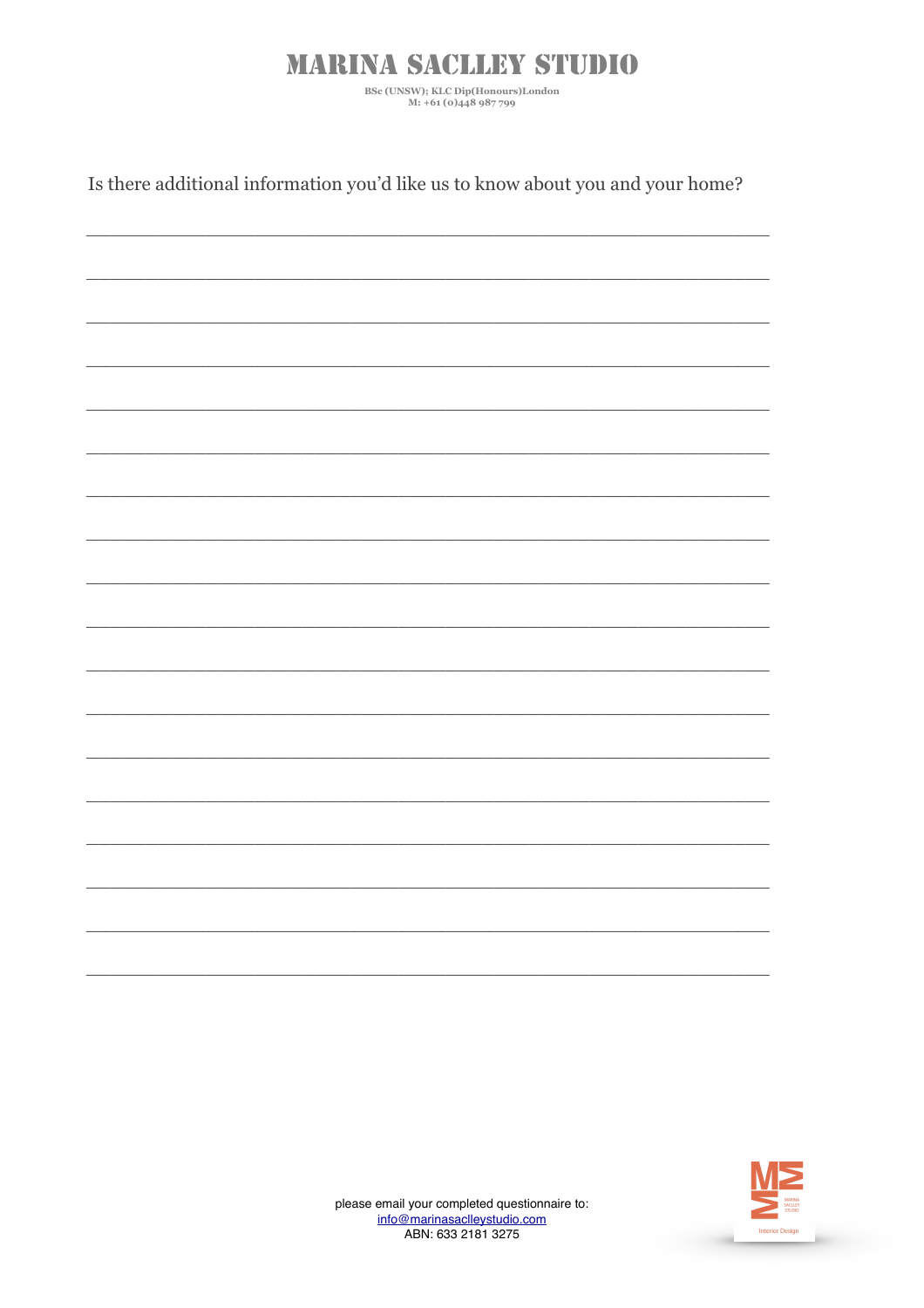# MARINA SACLLEY STUDIO

BSc (UNSW); KLC Dip(Honours)London
M: +61 (0)448 987 799

Is there additional information you'd like us to know about you and your home?

\_\_\_\_\_\_\_\_\_\_\_\_\_\_\_\_\_\_\_\_\_\_\_\_\_\_\_\_\_\_\_\_\_\_\_\_\_\_\_\_\_\_\_\_\_\_\_\_\_\_\_\_\_\_\_\_\_\_\_\_\_\_\_\_\_\_\_\_\_\_\_\_\_\_\_\_\_\_

\_\_\_\_\_\_\_\_\_\_\_\_\_\_\_\_\_\_\_\_\_\_\_\_\_\_\_\_\_\_\_\_\_\_\_\_\_\_\_\_\_\_\_\_\_\_\_\_\_\_\_\_\_\_\_\_\_\_\_\_\_\_\_\_\_\_\_\_\_\_\_\_\_\_\_\_\_\_

\_\_\_\_\_\_\_\_\_\_\_\_\_\_\_\_\_\_\_\_\_\_\_\_\_\_\_\_\_\_\_\_\_\_\_\_\_\_\_\_\_\_\_\_\_\_\_\_\_\_\_\_\_\_\_\_\_\_\_\_\_\_\_\_\_\_\_\_\_\_\_\_\_\_\_\_\_\_

\_\_\_\_\_\_\_\_\_\_\_\_\_\_\_\_\_\_\_\_\_\_\_\_\_\_\_\_\_\_\_\_\_\_\_\_\_\_\_\_\_\_\_\_\_\_\_\_\_\_\_\_\_\_\_\_\_\_\_\_\_\_\_\_\_\_\_\_\_\_\_\_\_\_\_\_\_\_

\_\_\_\_\_\_\_\_\_\_\_\_\_\_\_\_\_\_\_\_\_\_\_\_\_\_\_\_\_\_\_\_\_\_\_\_\_\_\_\_\_\_\_\_\_\_\_\_\_\_\_\_\_\_\_\_\_\_\_\_\_\_\_\_\_\_\_\_\_\_\_\_\_\_\_\_\_\_

\_\_\_\_\_\_\_\_\_\_\_\_\_\_\_\_\_\_\_\_\_\_\_\_\_\_\_\_\_\_\_\_\_\_\_\_\_\_\_\_\_\_\_\_\_\_\_\_\_\_\_\_\_\_\_\_\_\_\_\_\_\_\_\_\_\_\_\_\_\_\_\_\_\_\_\_\_\_

\_\_\_\_\_\_\_\_\_\_\_\_\_\_\_\_\_\_\_\_\_\_\_\_\_\_\_\_\_\_\_\_\_\_\_\_\_\_\_\_\_\_\_\_\_\_\_\_\_\_\_\_\_\_\_\_\_\_\_\_\_\_\_\_\_\_\_\_\_\_\_\_\_\_\_\_\_\_

\_\_\_\_\_\_\_\_\_\_\_\_\_\_\_\_\_\_\_\_\_\_\_\_\_\_\_\_\_\_\_\_\_\_\_\_\_\_\_\_\_\_\_\_\_\_\_\_\_\_\_\_\_\_\_\_\_\_\_\_\_\_\_\_\_\_\_\_\_\_\_\_\_\_\_\_\_\_

\_\_\_\_\_\_\_\_\_\_\_\_\_\_\_\_\_\_\_\_\_\_\_\_\_\_\_\_\_\_\_\_\_\_\_\_\_\_\_\_\_\_\_\_\_\_\_\_\_\_\_\_\_\_\_\_\_\_\_\_\_\_\_\_\_\_\_\_\_\_\_\_\_\_\_\_\_\_

\_\_\_\_\_\_\_\_\_\_\_\_\_\_\_\_\_\_\_\_\_\_\_\_\_\_\_\_\_\_\_\_\_\_\_\_\_\_\_\_\_\_\_\_\_\_\_\_\_\_\_\_\_\_\_\_\_\_\_\_\_\_\_\_\_\_\_\_\_\_\_\_\_\_\_\_\_\_

\_\_\_\_\_\_\_\_\_\_\_\_\_\_\_\_\_\_\_\_\_\_\_\_\_\_\_\_\_\_\_\_\_\_\_\_\_\_\_\_\_\_\_\_\_\_\_\_\_\_\_\_\_\_\_\_\_\_\_\_\_\_\_\_\_\_\_\_\_\_\_\_\_\_\_\_\_\_

\_\_\_\_\_\_\_\_\_\_\_\_\_\_\_\_\_\_\_\_\_\_\_\_\_\_\_\_\_\_\_\_\_\_\_\_\_\_\_\_\_\_\_\_\_\_\_\_\_\_\_\_\_\_\_\_\_\_\_\_\_\_\_\_\_\_\_\_\_\_\_\_\_\_\_\_\_\_

\_\_\_\_\_\_\_\_\_\_\_\_\_\_\_\_\_\_\_\_\_\_\_\_\_\_\_\_\_\_\_\_\_\_\_\_\_\_\_\_\_\_\_\_\_\_\_\_\_\_\_\_\_\_\_\_\_\_\_\_\_\_\_\_\_\_\_\_\_\_\_\_\_\_\_\_\_\_

\_\_\_\_\_\_\_\_\_\_\_\_\_\_\_\_\_\_\_\_\_\_\_\_\_\_\_\_\_\_\_\_\_\_\_\_\_\_\_\_\_\_\_\_\_\_\_\_\_\_\_\_\_\_\_\_\_\_\_\_\_\_\_\_\_\_\_\_\_\_\_\_\_\_\_\_\_\_

\_\_\_\_\_\_\_\_\_\_\_\_\_\_\_\_\_\_\_\_\_\_\_\_\_\_\_\_\_\_\_\_\_\_\_\_\_\_\_\_\_\_\_\_\_\_\_\_\_\_\_\_\_\_\_\_\_\_\_\_\_\_\_\_\_\_\_\_\_\_\_\_\_\_\_\_\_\_

\_\_\_\_\_\_\_\_\_\_\_\_\_\_\_\_\_\_\_\_\_\_\_\_\_\_\_\_\_\_\_\_\_\_\_\_\_\_\_\_\_\_\_\_\_\_\_\_\_\_\_\_\_\_\_\_\_\_\_\_\_\_\_\_\_\_\_\_\_\_\_\_\_\_\_\_\_\_

\_\_\_\_\_\_\_\_\_\_\_\_\_\_\_\_\_\_\_\_\_\_\_\_\_\_\_\_\_\_\_\_\_\_\_\_\_\_\_\_\_\_\_\_\_\_\_\_\_\_\_\_\_\_\_\_\_\_\_\_\_\_\_\_\_\_\_\_\_\_\_\_\_\_\_\_\_\_

\_\_\_\_\_\_\_\_\_\_\_\_\_\_\_\_\_\_\_\_\_\_\_\_\_\_\_\_\_\_\_\_\_\_\_\_\_\_\_\_\_\_\_\_\_\_\_\_\_\_\_\_\_\_\_\_\_\_\_\_\_\_\_\_\_\_\_\_\_\_\_\_\_\_\_\_\_\_

please email your completed questionnaire to:
info@marinasaclleystudio.com
ABN: 633 2181 3275

MARINA SACLLEY STUDIO
Interior Design